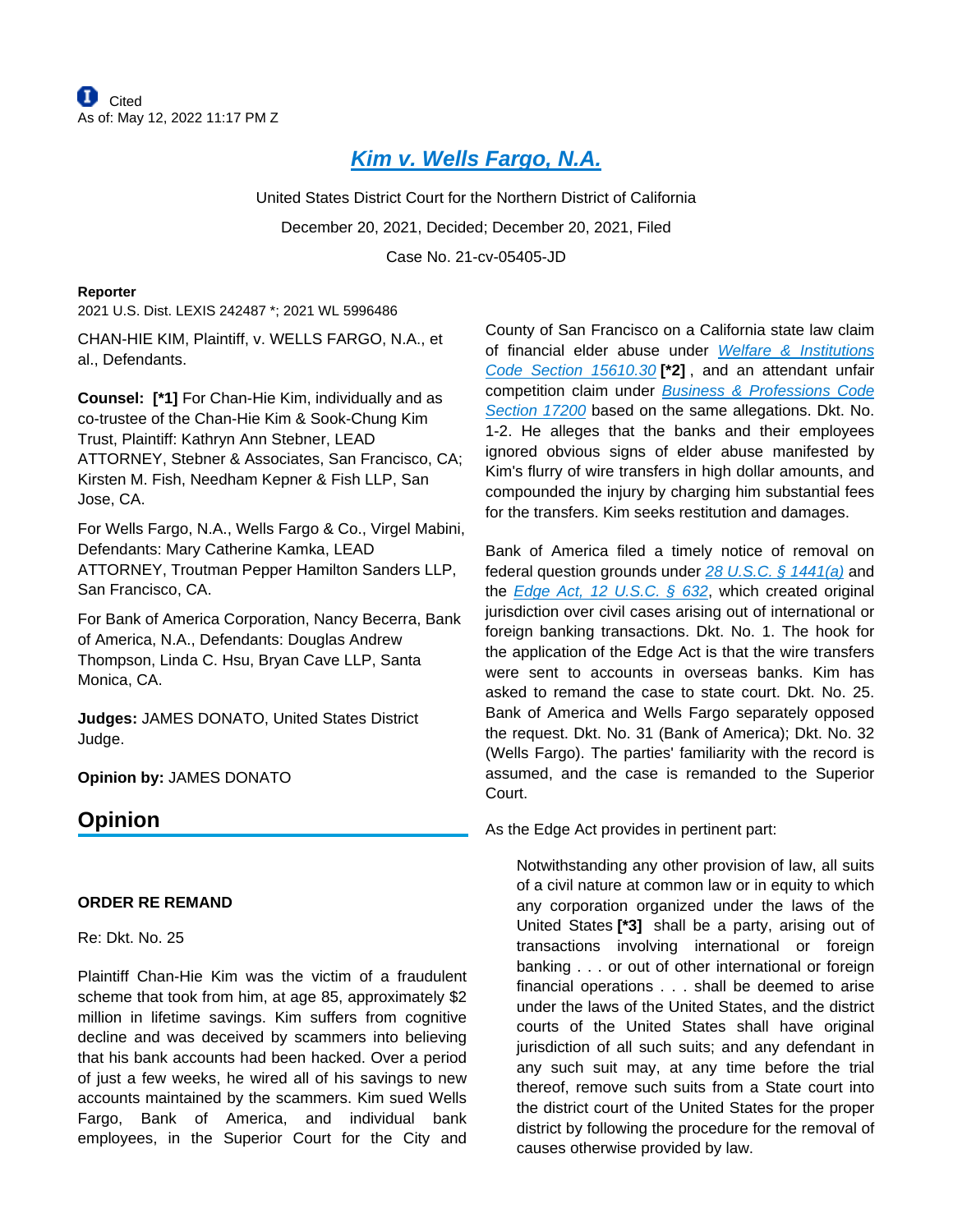Cited
As of: May 12, 2022 11:17 PM Z

# Kim v. Wells Fargo, N.A.

United States District Court for the Northern District of California

December 20, 2021, Decided; December 20, 2021, Filed

Case No. 21-cv-05405-JD

**Reporter**

2021 U.S. Dist. LEXIS 242487 *; 2021 WL 5996486

CHAN-HIE KIM, Plaintiff, v. WELLS FARGO, N.A., et al., Defendants.

**Counsel:** **[*1]** For Chan-Hie Kim, individually and as co-trustee of the Chan-Hie Kim & Sook-Chung Kim Trust, Plaintiff: Kathryn Ann Stebner, LEAD ATTORNEY, Stebner & Associates, San Francisco, CA; Kirsten M. Fish, Needham Kepner & Fish LLP, San Jose, CA.

For Wells Fargo, N.A., Wells Fargo & Co., Virgel Mabini, Defendants: Mary Catherine Kamka, LEAD ATTORNEY, Troutman Pepper Hamilton Sanders LLP, San Francisco, CA.

For Bank of America Corporation, Nancy Becerra, Bank of America, N.A., Defendants: Douglas Andrew Thompson, Linda C. Hsu, Bryan Cave LLP, Santa Monica, CA.

**Judges:** JAMES DONATO, United States District Judge.

**Opinion by:** JAMES DONATO

## Opinion

**ORDER RE REMAND**

Re: Dkt. No. 25

Plaintiff Chan-Hie Kim was the victim of a fraudulent scheme that took from him, at age 85, approximately $2 million in lifetime savings. Kim suffers from cognitive decline and was deceived by scammers into believing that his bank accounts had been hacked. Over a period of just a few weeks, he wired all of his savings to new accounts maintained by the scammers. Kim sued Wells Fargo, Bank of America, and individual bank employees, in the Superior Court for the City and County of San Francisco on a California state law claim of financial elder abuse under Welfare & Institutions Code Section 15610.30 **[*2]** , and an attendant unfair competition claim under Business & Professions Code Section 17200 based on the same allegations. Dkt. No. 1-2. He alleges that the banks and their employees ignored obvious signs of elder abuse manifested by Kim's flurry of wire transfers in high dollar amounts, and compounded the injury by charging him substantial fees for the transfers. Kim seeks restitution and damages.

Bank of America filed a timely notice of removal on federal question grounds under 28 U.S.C. § 1441(a) and the Edge Act, 12 U.S.C. § 632, which created original jurisdiction over civil cases arising out of international or foreign banking transactions. Dkt. No. 1. The hook for the application of the Edge Act is that the wire transfers were sent to accounts in overseas banks. Kim has asked to remand the case to state court. Dkt. No. 25. Bank of America and Wells Fargo separately opposed the request. Dkt. No. 31 (Bank of America); Dkt. No. 32 (Wells Fargo). The parties' familiarity with the record is assumed, and the case is remanded to the Superior Court.

As the Edge Act provides in pertinent part:

> Notwithstanding any other provision of law, all suits of a civil nature at common law or in equity to which any corporation organized under the laws of the United States **[*3]** shall be a party, arising out of transactions involving international or foreign banking . . . or out of other international or foreign financial operations . . . shall be deemed to arise under the laws of the United States, and the district courts of the United States shall have original jurisdiction of all such suits; and any defendant in any such suit may, at any time before the trial thereof, remove such suits from a State court into the district court of the United States for the proper district by following the procedure for the removal of causes otherwise provided by law.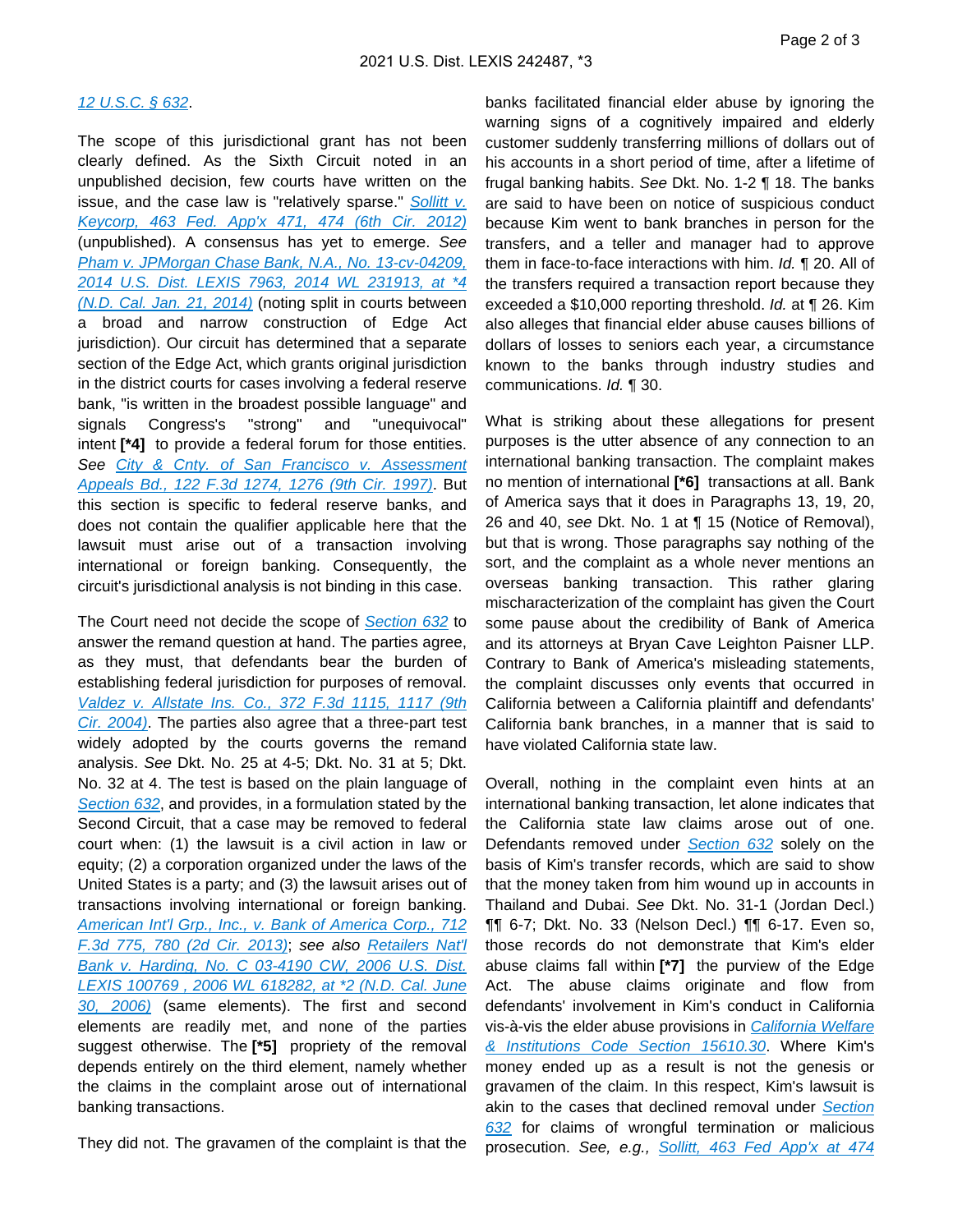12 U.S.C. § 632.

The scope of this jurisdictional grant has not been clearly defined. As the Sixth Circuit noted in an unpublished decision, few courts have written on the issue, and the case law is "relatively sparse." *Sollitt v. Keycorp, 463 Fed. App'x 471, 474 (6th Cir. 2012)* (unpublished). A consensus has yet to emerge. *See Pham v. JPMorgan Chase Bank, N.A., No. 13-cv-04209, 2014 U.S. Dist. LEXIS 7963, 2014 WL 231913, at *4 (N.D. Cal. Jan. 21, 2014)* (noting split in courts between a broad and narrow construction of Edge Act jurisdiction). Our circuit has determined that a separate section of the Edge Act, which grants original jurisdiction in the district courts for cases involving a federal reserve bank, "is written in the broadest possible language" and signals Congress's "strong" and "unequivocal" intent **[*4]** to provide a federal forum for those entities. *See City & Cnty. of San Francisco v. Assessment Appeals Bd., 122 F.3d 1274, 1276 (9th Cir. 1997)*. But this section is specific to federal reserve banks, and does not contain the qualifier applicable here that the lawsuit must arise out of a transaction involving international or foreign banking. Consequently, the circuit's jurisdictional analysis is not binding in this case.

The Court need not decide the scope of Section 632 to answer the remand question at hand. The parties agree, as they must, that defendants bear the burden of establishing federal jurisdiction for purposes of removal. *Valdez v. Allstate Ins. Co., 372 F.3d 1115, 1117 (9th Cir. 2004)*. The parties also agree that a three-part test widely adopted by the courts governs the remand analysis. *See* Dkt. No. 25 at 4-5; Dkt. No. 31 at 5; Dkt. No. 32 at 4. The test is based on the plain language of Section 632, and provides, in a formulation stated by the Second Circuit, that a case may be removed to federal court when: (1) the lawsuit is a civil action in law or equity; (2) a corporation organized under the laws of the United States is a party; and (3) the lawsuit arises out of transactions involving international or foreign banking. *American Int'l Grp., Inc., v. Bank of America Corp., 712 F.3d 775, 780 (2d Cir. 2013)*; *see also Retailers Nat'l Bank v. Harding, No. C 03-4190 CW, 2006 U.S. Dist. LEXIS 100769 , 2006 WL 618282, at *2 (N.D. Cal. June 30, 2006)* (same elements). The first and second elements are readily met, and none of the parties suggest otherwise. The **[*5]** propriety of the removal depends entirely on the third element, namely whether the claims in the complaint arose out of international banking transactions.

They did not. The gravamen of the complaint is that the banks facilitated financial elder abuse by ignoring the warning signs of a cognitively impaired and elderly customer suddenly transferring millions of dollars out of his accounts in a short period of time, after a lifetime of frugal banking habits. *See* Dkt. No. 1-2 ¶ 18. The banks are said to have been on notice of suspicious conduct because Kim went to bank branches in person for the transfers, and a teller and manager had to approve them in face-to-face interactions with him. *Id.* ¶ 20. All of the transfers required a transaction report because they exceeded a $10,000 reporting threshold. *Id.* at ¶ 26. Kim also alleges that financial elder abuse causes billions of dollars of losses to seniors each year, a circumstance known to the banks through industry studies and communications. *Id.* ¶ 30.

What is striking about these allegations for present purposes is the utter absence of any connection to an international banking transaction. The complaint makes no mention of international **[*6]** transactions at all. Bank of America says that it does in Paragraphs 13, 19, 20, 26 and 40, *see* Dkt. No. 1 at ¶ 15 (Notice of Removal), but that is wrong. Those paragraphs say nothing of the sort, and the complaint as a whole never mentions an overseas banking transaction. This rather glaring mischaracterization of the complaint has given the Court some pause about the credibility of Bank of America and its attorneys at Bryan Cave Leighton Paisner LLP. Contrary to Bank of America's misleading statements, the complaint discusses only events that occurred in California between a California plaintiff and defendants' California bank branches, in a manner that is said to have violated California state law.

Overall, nothing in the complaint even hints at an international banking transaction, let alone indicates that the California state law claims arose out of one. Defendants removed under Section 632 solely on the basis of Kim's transfer records, which are said to show that the money taken from him wound up in accounts in Thailand and Dubai. *See* Dkt. No. 31-1 (Jordan Decl.) ¶¶ 6-7; Dkt. No. 33 (Nelson Decl.) ¶¶ 6-17. Even so, those records do not demonstrate that Kim's elder abuse claims fall within **[*7]** the purview of the Edge Act. The abuse claims originate and flow from defendants' involvement in Kim's conduct in California vis-à-vis the elder abuse provisions in California Welfare & Institutions Code Section 15610.30. Where Kim's money ended up as a result is not the genesis or gravamen of the claim. In this respect, Kim's lawsuit is akin to the cases that declined removal under Section 632 for claims of wrongful termination or malicious prosecution. *See, e.g., Sollitt, 463 Fed App'x at 474*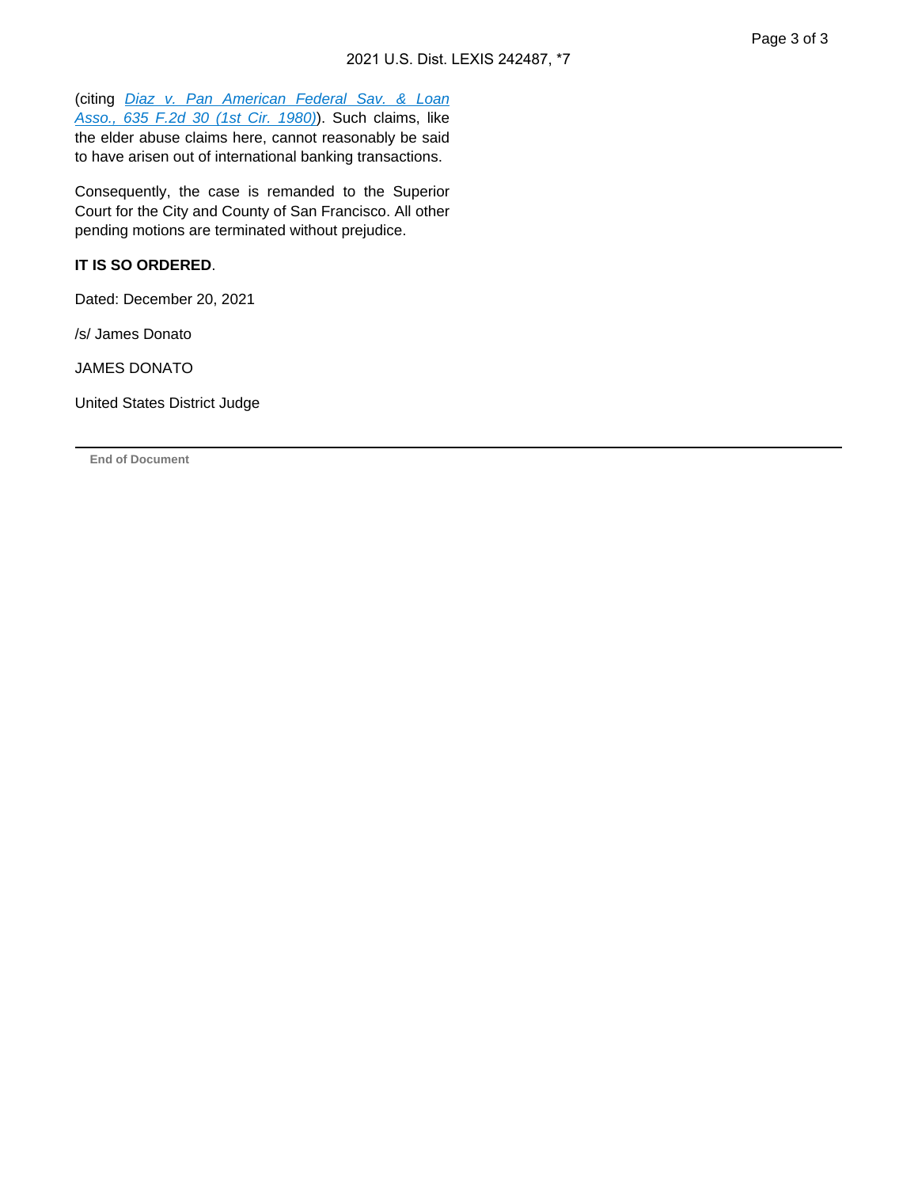(citing *Diaz v. Pan American Federal Sav. & Loan Asso., 635 F.2d 30 (1st Cir. 1980)*). Such claims, like the elder abuse claims here, cannot reasonably be said to have arisen out of international banking transactions.

Consequently, the case is remanded to the Superior Court for the City and County of San Francisco. All other pending motions are terminated without prejudice.

**IT IS SO ORDERED**.

Dated: December 20, 2021

/s/ James Donato

JAMES DONATO

United States District Judge

---

End of Document